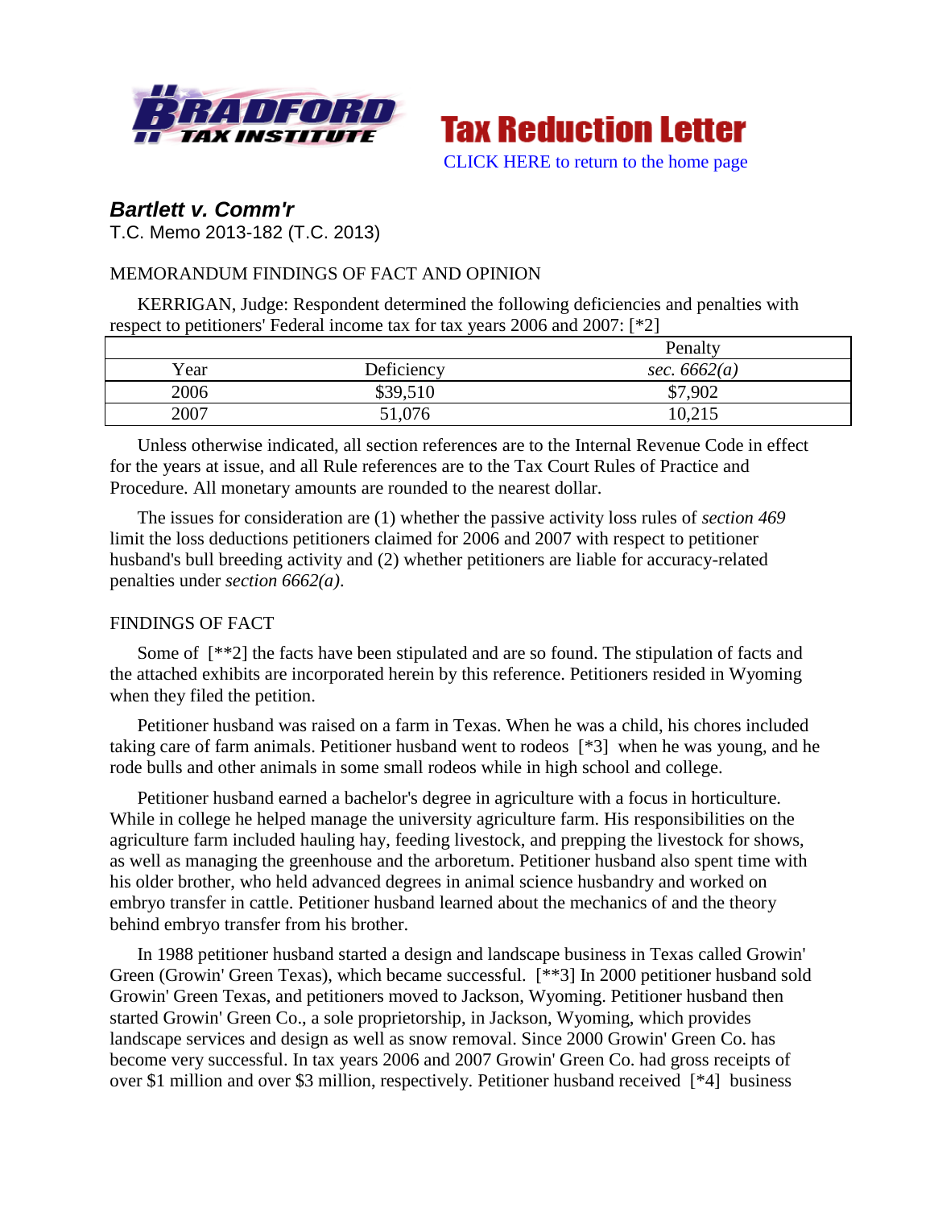Bradford Tax Institute — Tax Reduction Letter

CLICK HERE to return to the home page

## *Bartlett v. Comm'r*

T.C. Memo 2013-182 (T.C. 2013)

MEMORANDUM FINDINGS OF FACT AND OPINION

KERRIGAN, Judge: Respondent determined the following deficiencies and penalties with respect to petitioners' Federal income tax for tax years 2006 and 2007: [*2]

| | | Penalty |
|---|---|---|
| Year | Deficiency | *sec. 6662(a)* |
| 2006 | $39,510 | $7,902 |
| 2007 | 51,076 | 10,215 |

Unless otherwise indicated, all section references are to the Internal Revenue Code in effect for the years at issue, and all Rule references are to the Tax Court Rules of Practice and Procedure. All monetary amounts are rounded to the nearest dollar.

The issues for consideration are (1) whether the passive activity loss rules of *section 469* limit the loss deductions petitioners claimed for 2006 and 2007 with respect to petitioner husband's bull breeding activity and (2) whether petitioners are liable for accuracy-related penalties under *section 6662(a)*.

FINDINGS OF FACT

Some of [**2] the facts have been stipulated and are so found. The stipulation of facts and the attached exhibits are incorporated herein by this reference. Petitioners resided in Wyoming when they filed the petition.

Petitioner husband was raised on a farm in Texas. When he was a child, his chores included taking care of farm animals. Petitioner husband went to rodeos [*3] when he was young, and he rode bulls and other animals in some small rodeos while in high school and college.

Petitioner husband earned a bachelor's degree in agriculture with a focus in horticulture. While in college he helped manage the university agriculture farm. His responsibilities on the agriculture farm included hauling hay, feeding livestock, and prepping the livestock for shows, as well as managing the greenhouse and the arboretum. Petitioner husband also spent time with his older brother, who held advanced degrees in animal science husbandry and worked on embryo transfer in cattle. Petitioner husband learned about the mechanics of and the theory behind embryo transfer from his brother.

In 1988 petitioner husband started a design and landscape business in Texas called Growin' Green (Growin' Green Texas), which became successful. [**3] In 2000 petitioner husband sold Growin' Green Texas, and petitioners moved to Jackson, Wyoming. Petitioner husband then started Growin' Green Co., a sole proprietorship, in Jackson, Wyoming, which provides landscape services and design as well as snow removal. Since 2000 Growin' Green Co. has become very successful. In tax years 2006 and 2007 Growin' Green Co. had gross receipts of over $1 million and over $3 million, respectively. Petitioner husband received [*4] business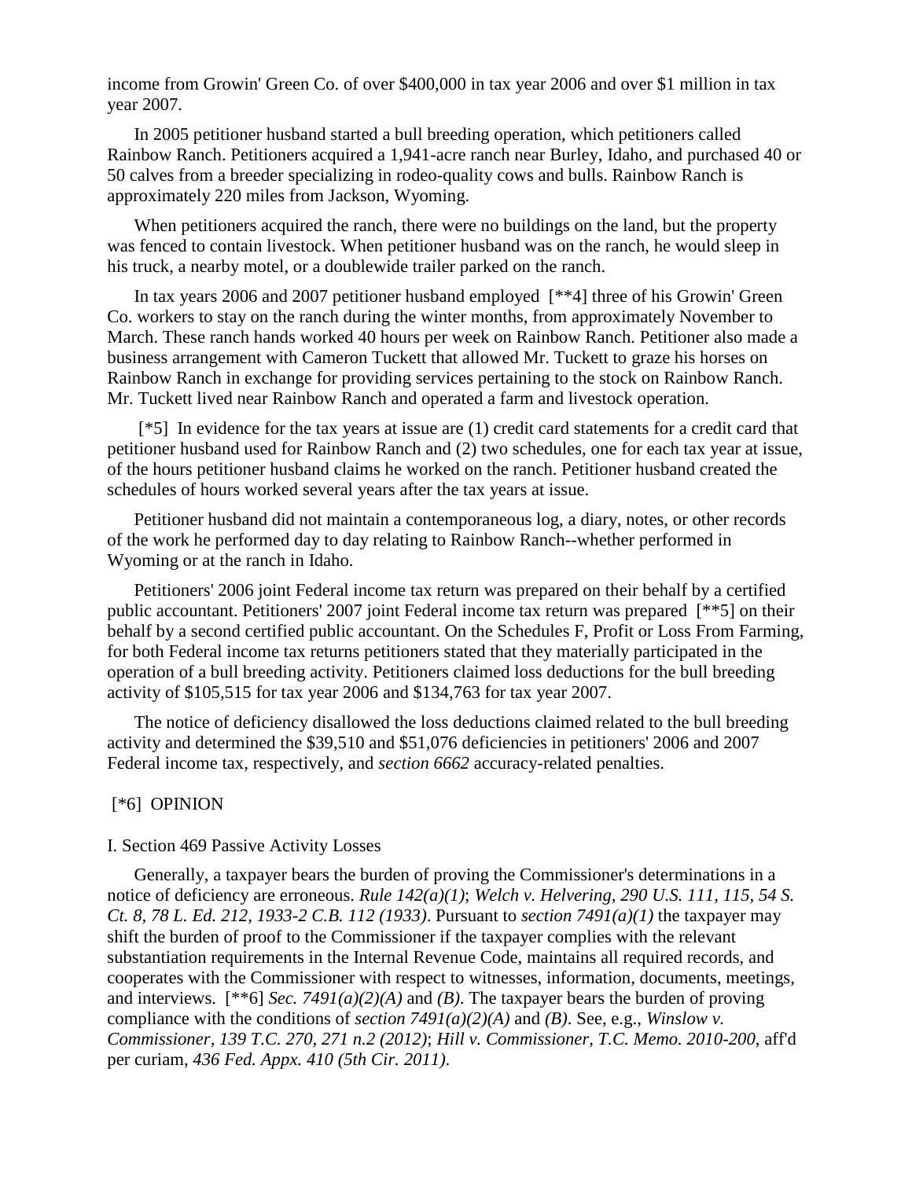income from Growin' Green Co. of over $400,000 in tax year 2006 and over $1 million in tax year 2007.

In 2005 petitioner husband started a bull breeding operation, which petitioners called Rainbow Ranch. Petitioners acquired a 1,941-acre ranch near Burley, Idaho, and purchased 40 or 50 calves from a breeder specializing in rodeo-quality cows and bulls. Rainbow Ranch is approximately 220 miles from Jackson, Wyoming.

When petitioners acquired the ranch, there were no buildings on the land, but the property was fenced to contain livestock. When petitioner husband was on the ranch, he would sleep in his truck, a nearby motel, or a doublewide trailer parked on the ranch.

In tax years 2006 and 2007 petitioner husband employed [**4] three of his Growin' Green Co. workers to stay on the ranch during the winter months, from approximately November to March. These ranch hands worked 40 hours per week on Rainbow Ranch. Petitioner also made a business arrangement with Cameron Tuckett that allowed Mr. Tuckett to graze his horses on Rainbow Ranch in exchange for providing services pertaining to the stock on Rainbow Ranch. Mr. Tuckett lived near Rainbow Ranch and operated a farm and livestock operation.

[*5] In evidence for the tax years at issue are (1) credit card statements for a credit card that petitioner husband used for Rainbow Ranch and (2) two schedules, one for each tax year at issue, of the hours petitioner husband claims he worked on the ranch. Petitioner husband created the schedules of hours worked several years after the tax years at issue.

Petitioner husband did not maintain a contemporaneous log, a diary, notes, or other records of the work he performed day to day relating to Rainbow Ranch--whether performed in Wyoming or at the ranch in Idaho.

Petitioners' 2006 joint Federal income tax return was prepared on their behalf by a certified public accountant. Petitioners' 2007 joint Federal income tax return was prepared [**5] on their behalf by a second certified public accountant. On the Schedules F, Profit or Loss From Farming, for both Federal income tax returns petitioners stated that they materially participated in the operation of a bull breeding activity. Petitioners claimed loss deductions for the bull breeding activity of $105,515 for tax year 2006 and $134,763 for tax year 2007.

The notice of deficiency disallowed the loss deductions claimed related to the bull breeding activity and determined the $39,510 and $51,076 deficiencies in petitioners' 2006 and 2007 Federal income tax, respectively, and *section 6662* accuracy-related penalties.

[*6] OPINION

I. Section 469 Passive Activity Losses

Generally, a taxpayer bears the burden of proving the Commissioner's determinations in a notice of deficiency are erroneous. *Rule 142(a)(1)*; *Welch v. Helvering, 290 U.S. 111, 115, 54 S. Ct. 8, 78 L. Ed. 212, 1933-2 C.B. 112 (1933)*. Pursuant to *section 7491(a)(1)* the taxpayer may shift the burden of proof to the Commissioner if the taxpayer complies with the relevant substantiation requirements in the Internal Revenue Code, maintains all required records, and cooperates with the Commissioner with respect to witnesses, information, documents, meetings, and interviews. [**6] *Sec. 7491(a)(2)(A)* and *(B)*. The taxpayer bears the burden of proving compliance with the conditions of *section 7491(a)(2)(A)* and *(B)*. See, e.g., *Winslow v. Commissioner, 139 T.C. 270, 271 n.2 (2012)*; *Hill v. Commissioner, T.C. Memo. 2010-200*, aff'd per curiam, *436 Fed. Appx. 410 (5th Cir. 2011)*.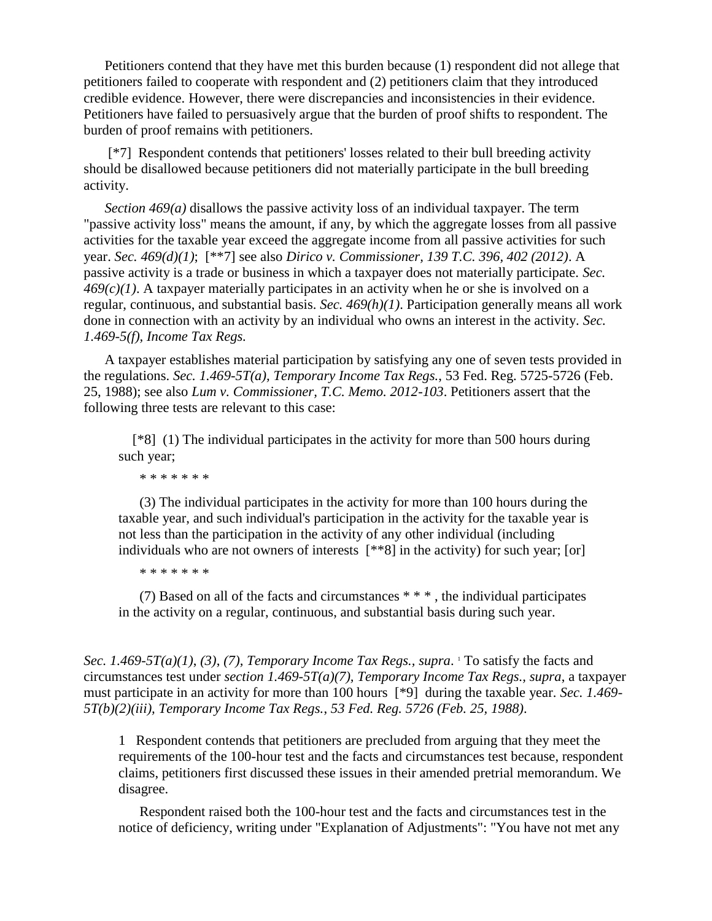Petitioners contend that they have met this burden because (1) respondent did not allege that petitioners failed to cooperate with respondent and (2) petitioners claim that they introduced credible evidence. However, there were discrepancies and inconsistencies in their evidence. Petitioners have failed to persuasively argue that the burden of proof shifts to respondent. The burden of proof remains with petitioners.

[*7] Respondent contends that petitioners' losses related to their bull breeding activity should be disallowed because petitioners did not materially participate in the bull breeding activity.

*Section 469(a)* disallows the passive activity loss of an individual taxpayer. The term "passive activity loss" means the amount, if any, by which the aggregate losses from all passive activities for the taxable year exceed the aggregate income from all passive activities for such year. *Sec. 469(d)(1)*; [**7] see also *Dirico v. Commissioner, 139 T.C. 396, 402 (2012)*. A passive activity is a trade or business in which a taxpayer does not materially participate. *Sec. 469(c)(1)*. A taxpayer materially participates in an activity when he or she is involved on a regular, continuous, and substantial basis. *Sec. 469(h)(1)*. Participation generally means all work done in connection with an activity by an individual who owns an interest in the activity. *Sec. 1.469-5(f), Income Tax Regs.*

A taxpayer establishes material participation by satisfying any one of seven tests provided in the regulations. *Sec. 1.469-5T(a), Temporary Income Tax Regs.*, 53 Fed. Reg. 5725-5726 (Feb. 25, 1988); see also *Lum v. Commissioner, T.C. Memo. 2012-103*. Petitioners assert that the following three tests are relevant to this case:

> [*8] (1) The individual participates in the activity for more than 500 hours during such year;
>
> * * * * * * *
>
> (3) The individual participates in the activity for more than 100 hours during the taxable year, and such individual's participation in the activity for the taxable year is not less than the participation in the activity of any other individual (including individuals who are not owners of interests [**8] in the activity) for such year; [or]
>
> * * * * * * *
>
> (7) Based on all of the facts and circumstances * * * , the individual participates in the activity on a regular, continuous, and substantial basis during such year.

*Sec. 1.469-5T(a)(1), (3), (7), Temporary Income Tax Regs., supra*. [1] To satisfy the facts and circumstances test under *section 1.469-5T(a)(7), Temporary Income Tax Regs., supra*, a taxpayer must participate in an activity for more than 100 hours [*9] during the taxable year. *Sec. 1.469-5T(b)(2)(iii), Temporary Income Tax Regs., 53 Fed. Reg. 5726 (Feb. 25, 1988)*.

> 1 Respondent contends that petitioners are precluded from arguing that they meet the requirements of the 100-hour test and the facts and circumstances test because, respondent claims, petitioners first discussed these issues in their amended pretrial memorandum. We disagree.
>
> Respondent raised both the 100-hour test and the facts and circumstances test in the notice of deficiency, writing under "Explanation of Adjustments": "You have not met any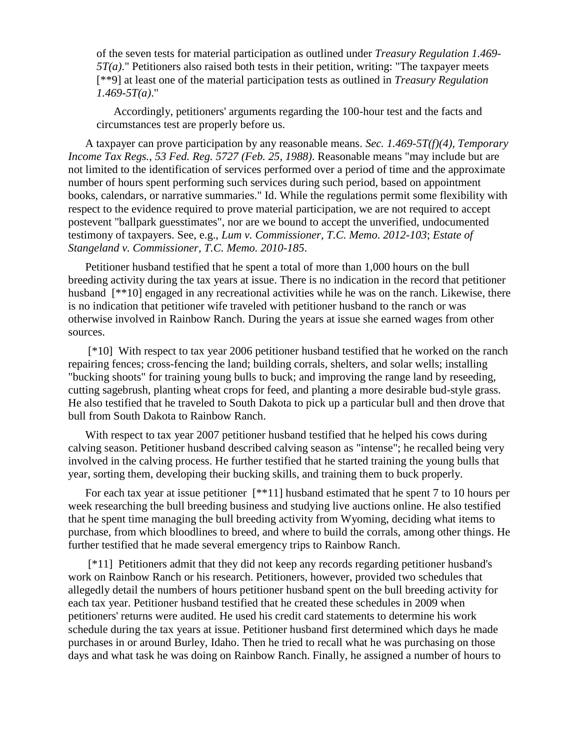of the seven tests for material participation as outlined under *Treasury Regulation 1.469-5T(a)*." Petitioners also raised both tests in their petition, writing: "The taxpayer meets [**9] at least one of the material participation tests as outlined in *Treasury Regulation 1.469-5T(a)*."

Accordingly, petitioners' arguments regarding the 100-hour test and the facts and circumstances test are properly before us.

A taxpayer can prove participation by any reasonable means. *Sec. 1.469-5T(f)(4), Temporary Income Tax Regs., 53 Fed. Reg. 5727 (Feb. 25, 1988)*. Reasonable means "may include but are not limited to the identification of services performed over a period of time and the approximate number of hours spent performing such services during such period, based on appointment books, calendars, or narrative summaries." Id. While the regulations permit some flexibility with respect to the evidence required to prove material participation, we are not required to accept postevent "ballpark guesstimates", nor are we bound to accept the unverified, undocumented testimony of taxpayers. See, e.g., *Lum v. Commissioner, T.C. Memo. 2012-103*; *Estate of Stangeland v. Commissioner, T.C. Memo. 2010-185*.

Petitioner husband testified that he spent a total of more than 1,000 hours on the bull breeding activity during the tax years at issue. There is no indication in the record that petitioner husband [**10] engaged in any recreational activities while he was on the ranch. Likewise, there is no indication that petitioner wife traveled with petitioner husband to the ranch or was otherwise involved in Rainbow Ranch. During the years at issue she earned wages from other sources.

[*10] With respect to tax year 2006 petitioner husband testified that he worked on the ranch repairing fences; cross-fencing the land; building corrals, shelters, and solar wells; installing "bucking shoots" for training young bulls to buck; and improving the range land by reseeding, cutting sagebrush, planting wheat crops for feed, and planting a more desirable bud-style grass. He also testified that he traveled to South Dakota to pick up a particular bull and then drove that bull from South Dakota to Rainbow Ranch.

With respect to tax year 2007 petitioner husband testified that he helped his cows during calving season. Petitioner husband described calving season as "intense"; he recalled being very involved in the calving process. He further testified that he started training the young bulls that year, sorting them, developing their bucking skills, and training them to buck properly.

For each tax year at issue petitioner [**11] husband estimated that he spent 7 to 10 hours per week researching the bull breeding business and studying live auctions online. He also testified that he spent time managing the bull breeding activity from Wyoming, deciding what items to purchase, from which bloodlines to breed, and where to build the corrals, among other things. He further testified that he made several emergency trips to Rainbow Ranch.

[*11] Petitioners admit that they did not keep any records regarding petitioner husband's work on Rainbow Ranch or his research. Petitioners, however, provided two schedules that allegedly detail the numbers of hours petitioner husband spent on the bull breeding activity for each tax year. Petitioner husband testified that he created these schedules in 2009 when petitioners' returns were audited. He used his credit card statements to determine his work schedule during the tax years at issue. Petitioner husband first determined which days he made purchases in or around Burley, Idaho. Then he tried to recall what he was purchasing on those days and what task he was doing on Rainbow Ranch. Finally, he assigned a number of hours to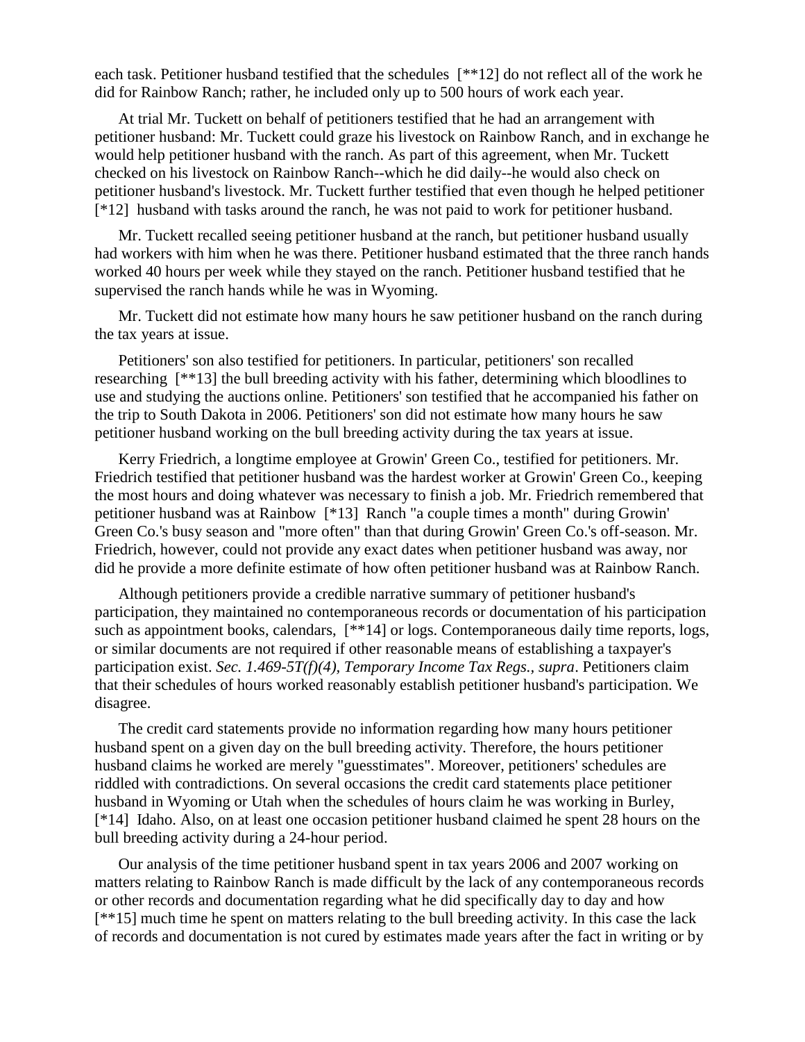each task. Petitioner husband testified that the schedules [**12] do not reflect all of the work he did for Rainbow Ranch; rather, he included only up to 500 hours of work each year.

At trial Mr. Tuckett on behalf of petitioners testified that he had an arrangement with petitioner husband: Mr. Tuckett could graze his livestock on Rainbow Ranch, and in exchange he would help petitioner husband with the ranch. As part of this agreement, when Mr. Tuckett checked on his livestock on Rainbow Ranch--which he did daily--he would also check on petitioner husband's livestock. Mr. Tuckett further testified that even though he helped petitioner [*12] husband with tasks around the ranch, he was not paid to work for petitioner husband.

Mr. Tuckett recalled seeing petitioner husband at the ranch, but petitioner husband usually had workers with him when he was there. Petitioner husband estimated that the three ranch hands worked 40 hours per week while they stayed on the ranch. Petitioner husband testified that he supervised the ranch hands while he was in Wyoming.

Mr. Tuckett did not estimate how many hours he saw petitioner husband on the ranch during the tax years at issue.

Petitioners' son also testified for petitioners. In particular, petitioners' son recalled researching [**13] the bull breeding activity with his father, determining which bloodlines to use and studying the auctions online. Petitioners' son testified that he accompanied his father on the trip to South Dakota in 2006. Petitioners' son did not estimate how many hours he saw petitioner husband working on the bull breeding activity during the tax years at issue.

Kerry Friedrich, a longtime employee at Growin' Green Co., testified for petitioners. Mr. Friedrich testified that petitioner husband was the hardest worker at Growin' Green Co., keeping the most hours and doing whatever was necessary to finish a job. Mr. Friedrich remembered that petitioner husband was at Rainbow [*13] Ranch "a couple times a month" during Growin' Green Co.'s busy season and "more often" than that during Growin' Green Co.'s off-season. Mr. Friedrich, however, could not provide any exact dates when petitioner husband was away, nor did he provide a more definite estimate of how often petitioner husband was at Rainbow Ranch.

Although petitioners provide a credible narrative summary of petitioner husband's participation, they maintained no contemporaneous records or documentation of his participation such as appointment books, calendars, [**14] or logs. Contemporaneous daily time reports, logs, or similar documents are not required if other reasonable means of establishing a taxpayer's participation exist. *Sec. 1.469-5T(f)(4), Temporary Income Tax Regs.*, *supra*. Petitioners claim that their schedules of hours worked reasonably establish petitioner husband's participation. We disagree.

The credit card statements provide no information regarding how many hours petitioner husband spent on a given day on the bull breeding activity. Therefore, the hours petitioner husband claims he worked are merely "guesstimates". Moreover, petitioners' schedules are riddled with contradictions. On several occasions the credit card statements place petitioner husband in Wyoming or Utah when the schedules of hours claim he was working in Burley, [*14] Idaho. Also, on at least one occasion petitioner husband claimed he spent 28 hours on the bull breeding activity during a 24-hour period.

Our analysis of the time petitioner husband spent in tax years 2006 and 2007 working on matters relating to Rainbow Ranch is made difficult by the lack of any contemporaneous records or other records and documentation regarding what he did specifically day to day and how [**15] much time he spent on matters relating to the bull breeding activity. In this case the lack of records and documentation is not cured by estimates made years after the fact in writing or by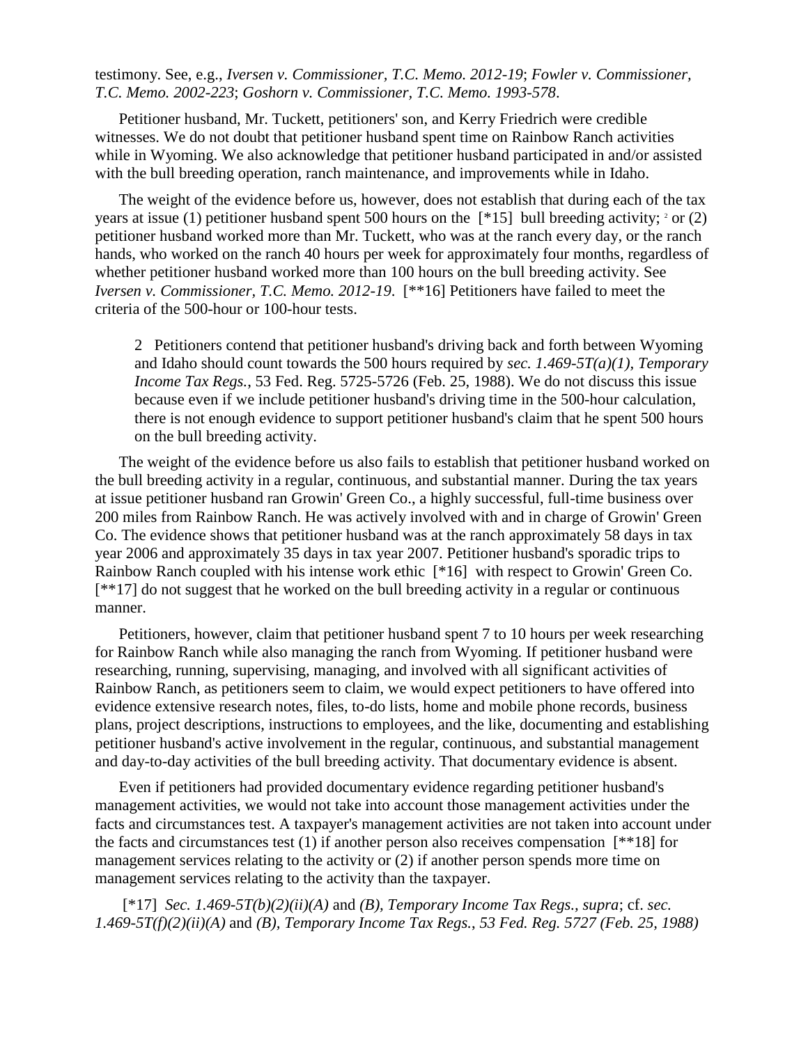testimony. See, e.g., *Iversen v. Commissioner, T.C. Memo. 2012-19*; *Fowler v. Commissioner, T.C. Memo. 2002-223*; *Goshorn v. Commissioner, T.C. Memo. 1993-578*.

Petitioner husband, Mr. Tuckett, petitioners' son, and Kerry Friedrich were credible witnesses. We do not doubt that petitioner husband spent time on Rainbow Ranch activities while in Wyoming. We also acknowledge that petitioner husband participated in and/or assisted with the bull breeding operation, ranch maintenance, and improvements while in Idaho.

The weight of the evidence before us, however, does not establish that during each of the tax years at issue (1) petitioner husband spent 500 hours on the [*15] bull breeding activity; [2] or (2) petitioner husband worked more than Mr. Tuckett, who was at the ranch every day, or the ranch hands, who worked on the ranch 40 hours per week for approximately four months, regardless of whether petitioner husband worked more than 100 hours on the bull breeding activity. See *Iversen v. Commissioner, T.C. Memo. 2012-19*. [**16] Petitioners have failed to meet the criteria of the 500-hour or 100-hour tests.

> 2 Petitioners contend that petitioner husband's driving back and forth between Wyoming and Idaho should count towards the 500 hours required by *sec. 1.469-5T(a)(1), Temporary Income Tax Regs.*, 53 Fed. Reg. 5725-5726 (Feb. 25, 1988). We do not discuss this issue because even if we include petitioner husband's driving time in the 500-hour calculation, there is not enough evidence to support petitioner husband's claim that he spent 500 hours on the bull breeding activity.

The weight of the evidence before us also fails to establish that petitioner husband worked on the bull breeding activity in a regular, continuous, and substantial manner. During the tax years at issue petitioner husband ran Growin' Green Co., a highly successful, full-time business over 200 miles from Rainbow Ranch. He was actively involved with and in charge of Growin' Green Co. The evidence shows that petitioner husband was at the ranch approximately 58 days in tax year 2006 and approximately 35 days in tax year 2007. Petitioner husband's sporadic trips to Rainbow Ranch coupled with his intense work ethic [*16] with respect to Growin' Green Co. [**17] do not suggest that he worked on the bull breeding activity in a regular or continuous manner.

Petitioners, however, claim that petitioner husband spent 7 to 10 hours per week researching for Rainbow Ranch while also managing the ranch from Wyoming. If petitioner husband were researching, running, supervising, managing, and involved with all significant activities of Rainbow Ranch, as petitioners seem to claim, we would expect petitioners to have offered into evidence extensive research notes, files, to-do lists, home and mobile phone records, business plans, project descriptions, instructions to employees, and the like, documenting and establishing petitioner husband's active involvement in the regular, continuous, and substantial management and day-to-day activities of the bull breeding activity. That documentary evidence is absent.

Even if petitioners had provided documentary evidence regarding petitioner husband's management activities, we would not take into account those management activities under the facts and circumstances test. A taxpayer's management activities are not taken into account under the facts and circumstances test (1) if another person also receives compensation [**18] for management services relating to the activity or (2) if another person spends more time on management services relating to the activity than the taxpayer.

[*17] *Sec. 1.469-5T(b)(2)(ii)(A)* and *(B), Temporary Income Tax Regs., supra*; cf. *sec. 1.469-5T(f)(2)(ii)(A)* and *(B), Temporary Income Tax Regs., 53 Fed. Reg. 5727 (Feb. 25, 1988)*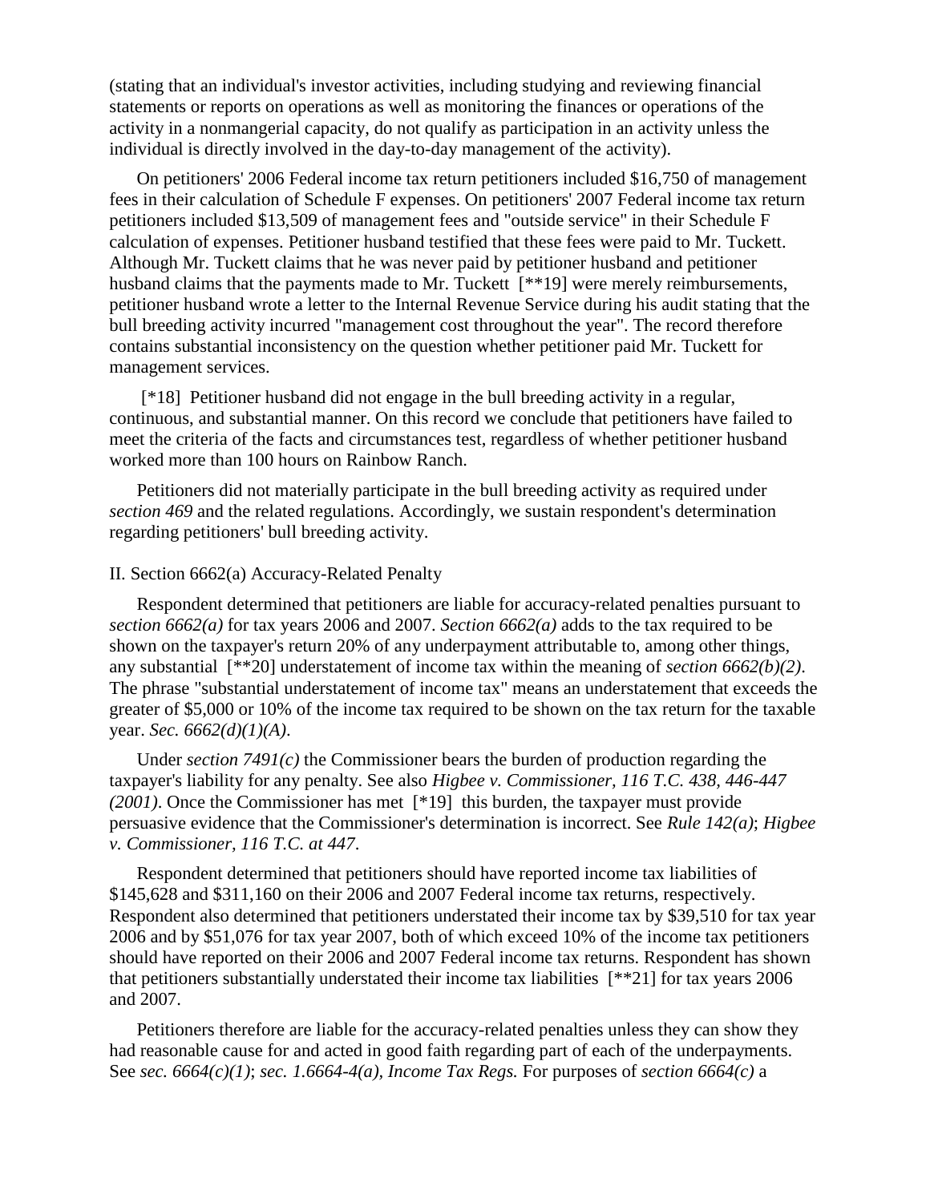(stating that an individual's investor activities, including studying and reviewing financial statements or reports on operations as well as monitoring the finances or operations of the activity in a nonmangerial capacity, do not qualify as participation in an activity unless the individual is directly involved in the day-to-day management of the activity).

On petitioners' 2006 Federal income tax return petitioners included $16,750 of management fees in their calculation of Schedule F expenses. On petitioners' 2007 Federal income tax return petitioners included $13,509 of management fees and "outside service" in their Schedule F calculation of expenses. Petitioner husband testified that these fees were paid to Mr. Tuckett. Although Mr. Tuckett claims that he was never paid by petitioner husband and petitioner husband claims that the payments made to Mr. Tuckett [**19] were merely reimbursements, petitioner husband wrote a letter to the Internal Revenue Service during his audit stating that the bull breeding activity incurred "management cost throughout the year". The record therefore contains substantial inconsistency on the question whether petitioner paid Mr. Tuckett for management services.

[*18] Petitioner husband did not engage in the bull breeding activity in a regular, continuous, and substantial manner. On this record we conclude that petitioners have failed to meet the criteria of the facts and circumstances test, regardless of whether petitioner husband worked more than 100 hours on Rainbow Ranch.

Petitioners did not materially participate in the bull breeding activity as required under *section 469* and the related regulations. Accordingly, we sustain respondent's determination regarding petitioners' bull breeding activity.

II. Section 6662(a) Accuracy-Related Penalty

Respondent determined that petitioners are liable for accuracy-related penalties pursuant to *section 6662(a)* for tax years 2006 and 2007. *Section 6662(a)* adds to the tax required to be shown on the taxpayer's return 20% of any underpayment attributable to, among other things, any substantial [**20] understatement of income tax within the meaning of *section 6662(b)(2)*. The phrase "substantial understatement of income tax" means an understatement that exceeds the greater of $5,000 or 10% of the income tax required to be shown on the tax return for the taxable year. *Sec. 6662(d)(1)(A)*.

Under *section 7491(c)* the Commissioner bears the burden of production regarding the taxpayer's liability for any penalty. See also *Higbee v. Commissioner, 116 T.C. 438, 446-447 (2001)*. Once the Commissioner has met [*19] this burden, the taxpayer must provide persuasive evidence that the Commissioner's determination is incorrect. See *Rule 142(a)*; *Higbee v. Commissioner, 116 T.C. at 447*.

Respondent determined that petitioners should have reported income tax liabilities of $145,628 and $311,160 on their 2006 and 2007 Federal income tax returns, respectively. Respondent also determined that petitioners understated their income tax by $39,510 for tax year 2006 and by $51,076 for tax year 2007, both of which exceed 10% of the income tax petitioners should have reported on their 2006 and 2007 Federal income tax returns. Respondent has shown that petitioners substantially understated their income tax liabilities [**21] for tax years 2006 and 2007.

Petitioners therefore are liable for the accuracy-related penalties unless they can show they had reasonable cause for and acted in good faith regarding part of each of the underpayments. See *sec. 6664(c)(1)*; *sec. 1.6664-4(a), Income Tax Regs.* For purposes of *section 6664(c)* a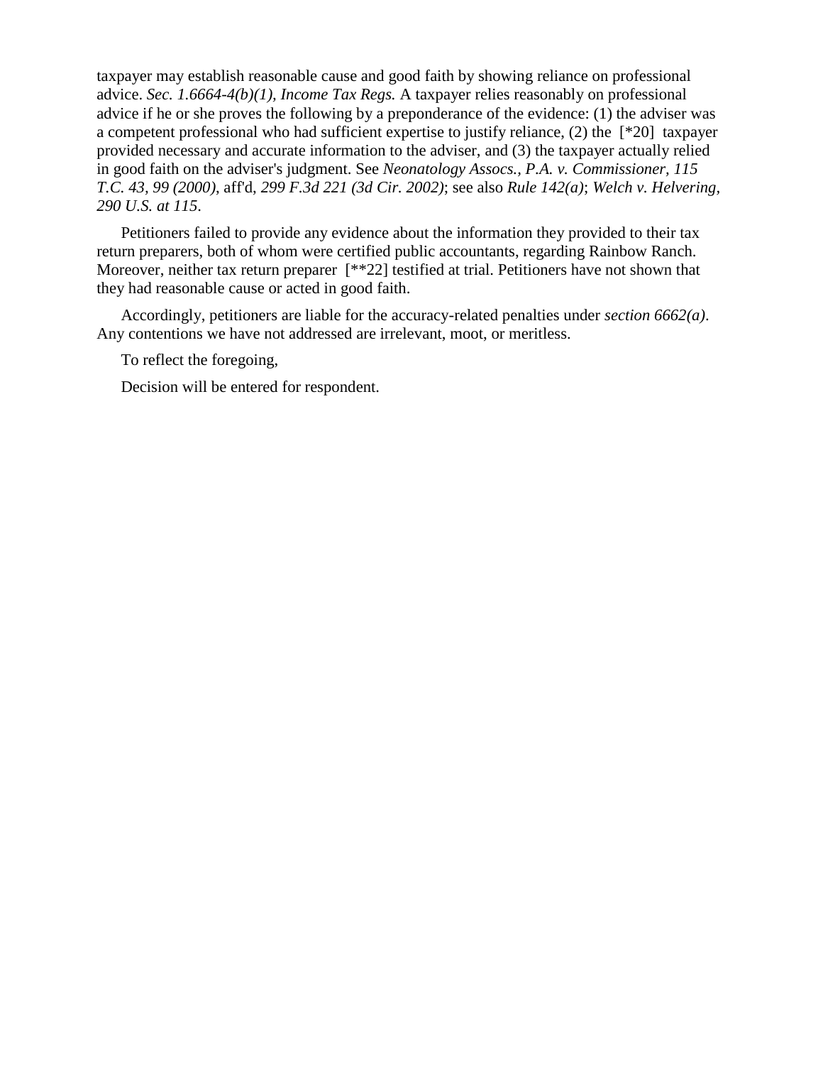taxpayer may establish reasonable cause and good faith by showing reliance on professional advice. *Sec. 1.6664-4(b)(1), Income Tax Regs.* A taxpayer relies reasonably on professional advice if he or she proves the following by a preponderance of the evidence: (1) the adviser was a competent professional who had sufficient expertise to justify reliance, (2) the [*20] taxpayer provided necessary and accurate information to the adviser, and (3) the taxpayer actually relied in good faith on the adviser's judgment. See *Neonatology Assocs., P.A. v. Commissioner, 115 T.C. 43, 99 (2000)*, aff'd, *299 F.3d 221 (3d Cir. 2002)*; see also *Rule 142(a)*; *Welch v. Helvering, 290 U.S. at 115*.

Petitioners failed to provide any evidence about the information they provided to their tax return preparers, both of whom were certified public accountants, regarding Rainbow Ranch. Moreover, neither tax return preparer [**22] testified at trial. Petitioners have not shown that they had reasonable cause or acted in good faith.

Accordingly, petitioners are liable for the accuracy-related penalties under *section 6662(a)*. Any contentions we have not addressed are irrelevant, moot, or meritless.

To reflect the foregoing,

Decision will be entered for respondent.